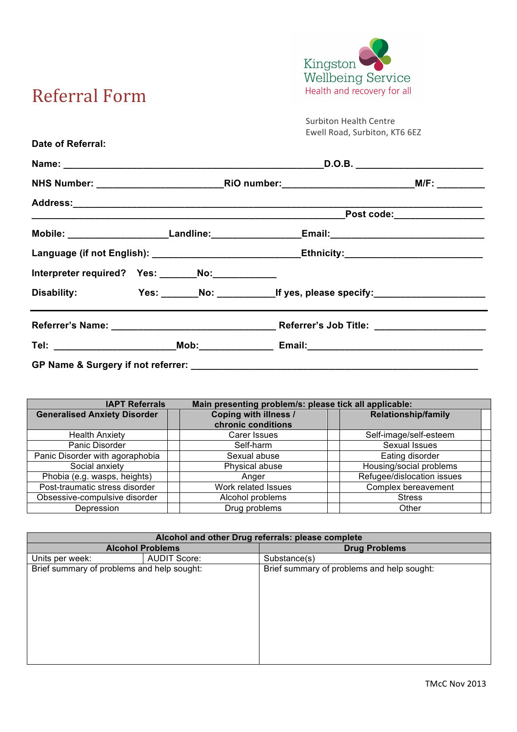Kingston Wellbeing Service
Health and recovery for all

# Referral Form

Surbiton Health Centre
Ewell Road, Surbiton, KT6 6EZ

**Date of Referral:**

**Name:** ______________________________________________ **D.O.B.** ______________________

**NHS Number:** ______________________ **RiO number:**______________________ **M/F:** ________

**Address:**_______________________________________________________________________

_______________________________________________________ **Post code:**________________

**Mobile:** __________________ **Landline:**________________ **Email:**___________________________

**Language (if not English):** ___________________________ **Ethnicity:**________________________

**Interpreter required? Yes:** _______ **No:**____________

**Disability: Yes:** _______ **No:** ___________ **If yes, please specify:**____________________

---

**Referrer's Name:** ______________________________ **Referrer's Job Title:** ____________________

**Tel:** ______________________ **Mob:**_____________ **Email:**_________________________________

**GP Name & Surgery if not referrer:** ____________________________________________________

| IAPT Referrals | | Main presenting problem/s: please tick all applicable: | | | |
|---|---|---|---|---|---|
| **Generalised Anxiety Disorder** | | **Coping with illness / chronic conditions** | | **Relationship/family** | |
| Health Anxiety | | Carer Issues | | Self-image/self-esteem | |
| Panic Disorder | | Self-harm | | Sexual Issues | |
| Panic Disorder with agoraphobia | | Sexual abuse | | Eating disorder | |
| Social anxiety | | Physical abuse | | Housing/social problems | |
| Phobia (e.g. wasps, heights) | | Anger | | Refugee/dislocation issues | |
| Post-traumatic stress disorder | | Work related Issues | | Complex bereavement | |
| Obsessive-compulsive disorder | | Alcohol problems | | Stress | |
| Depression | | Drug problems | | Other | |

| Alcohol and other Drug referrals: please complete | | |
|---|---|---|
| **Alcohol Problems** | | **Drug Problems** |
| Units per week: | AUDIT Score: | Substance(s) |
| Brief summary of problems and help sought: | | Brief summary of problems and help sought: |

TMcC Nov 2013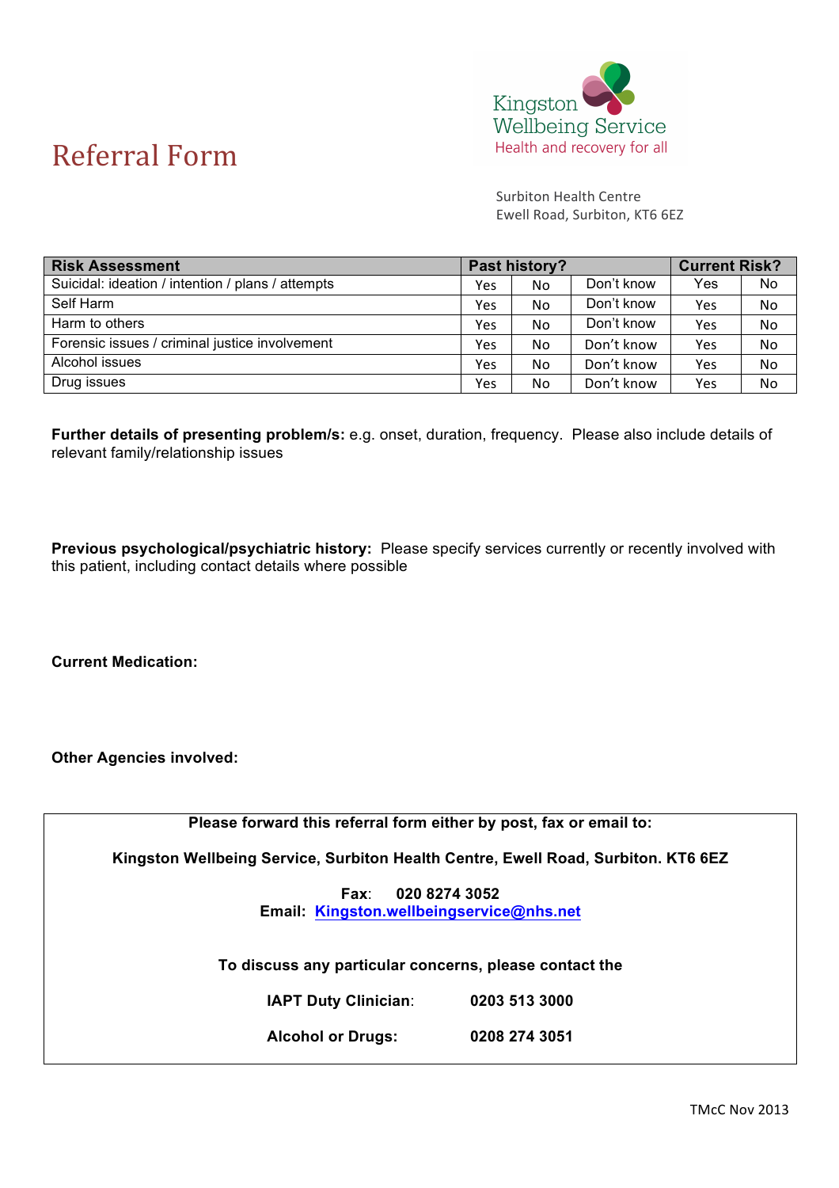# Referral Form

Kingston Wellbeing Service
Health and recovery for all

Surbiton Health Centre
Ewell Road, Surbiton, KT6 6EZ

| **Risk Assessment** | **Past history?** | | | **Current Risk?** | |
|---|---|---|---|---|---|
| Suicidal: ideation / intention / plans / attempts | Yes | No | Don't know | Yes | No |
| Self Harm | Yes | No | Don't know | Yes | No |
| Harm to others | Yes | No | Don't know | Yes | No |
| Forensic issues / criminal justice involvement | Yes | No | Don't know | Yes | No |
| Alcohol issues | Yes | No | Don't know | Yes | No |
| Drug issues | Yes | No | Don't know | Yes | No |

**Further details of presenting problem/s:** e.g. onset, duration, frequency. Please also include details of relevant family/relationship issues

**Previous psychological/psychiatric history:** Please specify services currently or recently involved with this patient, including contact details where possible

**Current Medication:**

**Other Agencies involved:**

**Please forward this referral form either by post, fax or email to:**

**Kingston Wellbeing Service, Surbiton Health Centre, Ewell Road, Surbiton. KT6 6EZ**

**Fax**: **020 8274 3052**
**Email: Kingston.wellbeingservice@nhs.net**

**To discuss any particular concerns, please contact the**

**IAPT Duty Clinician**: **0203 513 3000**

**Alcohol or Drugs:** **0208 274 3051**

TMcC Nov 2013